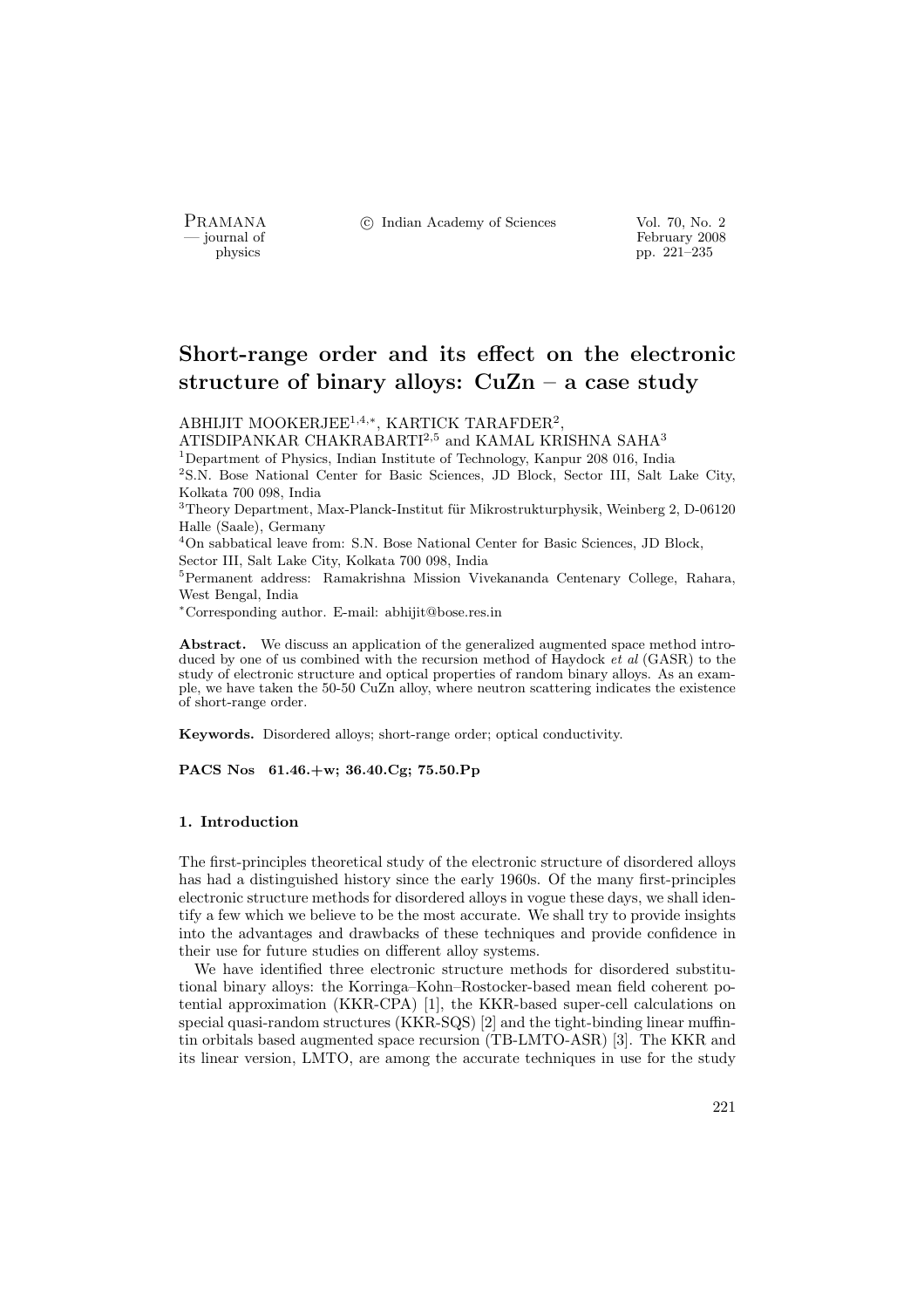# Short-range order and its effect on the electronic structure of binary alloys: CuZn – a case study

ABHIJIT MOOKERJEE[1,4,*], KARTICK TARAFDER[2], ATISDIPANKAR CHAKRABARTI[2,5] and KAMAL KRISHNA SAHA[3]

[1]Department of Physics, Indian Institute of Technology, Kanpur 208 016, India

[2]S.N. Bose National Center for Basic Sciences, JD Block, Sector III, Salt Lake City, Kolkata 700 098, India

[3]Theory Department, Max-Planck-Institut für Mikrostrukturphysik, Weinberg 2, D-06120 Halle (Saale), Germany

[4]On sabbatical leave from: S.N. Bose National Center for Basic Sciences, JD Block, Sector III, Salt Lake City, Kolkata 700 098, India

[5]Permanent address: Ramakrishna Mission Vivekananda Centenary College, Rahara, West Bengal, India

*Corresponding author. E-mail: abhijit@bose.res.in

**Abstract.** We discuss an application of the generalized augmented space method introduced by one of us combined with the recursion method of Haydock *et al* (GASR) to the study of electronic structure and optical properties of random binary alloys. As an example, we have taken the 50-50 CuZn alloy, where neutron scattering indicates the existence of short-range order.

**Keywords.** Disordered alloys; short-range order; optical conductivity.

**PACS Nos 61.46.+w; 36.40.Cg; 75.50.Pp**

## 1. Introduction

The first-principles theoretical study of the electronic structure of disordered alloys has had a distinguished history since the early 1960s. Of the many first-principles electronic structure methods for disordered alloys in vogue these days, we shall identify a few which we believe to be the most accurate. We shall try to provide insights into the advantages and drawbacks of these techniques and provide confidence in their use for future studies on different alloy systems.

We have identified three electronic structure methods for disordered substitutional binary alloys: the Korringa–Kohn–Rostocker-based mean field coherent potential approximation (KKR-CPA) [1], the KKR-based super-cell calculations on special quasi-random structures (KKR-SQS) [2] and the tight-binding linear muffin-tin orbitals based augmented space recursion (TB-LMTO-ASR) [3]. The KKR and its linear version, LMTO, are among the accurate techniques in use for the study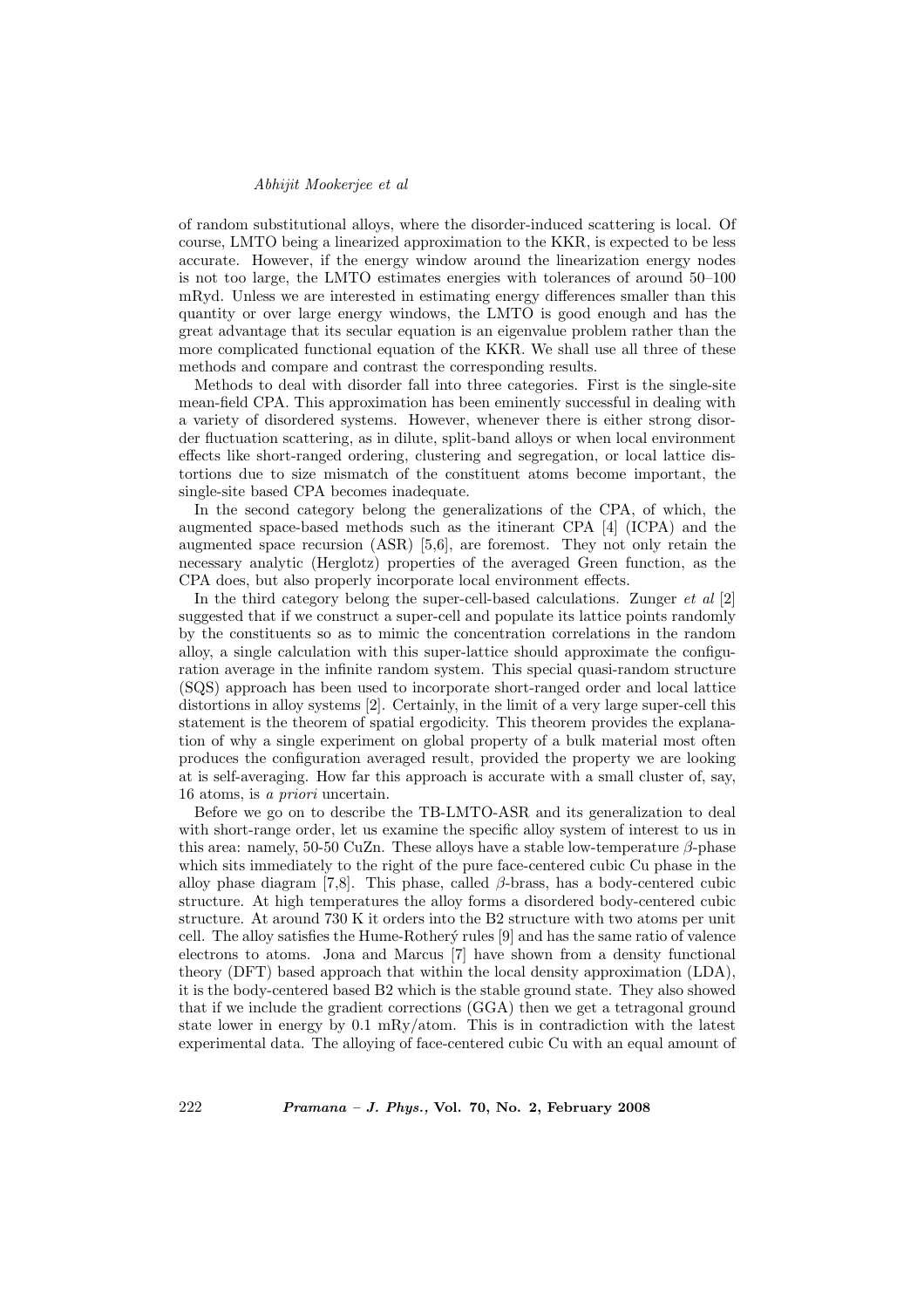of random substitutional alloys, where the disorder-induced scattering is local. Of course, LMTO being a linearized approximation to the KKR, is expected to be less accurate. However, if the energy window around the linearization energy nodes is not too large, the LMTO estimates energies with tolerances of around 50–100 mRyd. Unless we are interested in estimating energy differences smaller than this quantity or over large energy windows, the LMTO is good enough and has the great advantage that its secular equation is an eigenvalue problem rather than the more complicated functional equation of the KKR. We shall use all three of these methods and compare and contrast the corresponding results.

Methods to deal with disorder fall into three categories. First is the single-site mean-field CPA. This approximation has been eminently successful in dealing with a variety of disordered systems. However, whenever there is either strong disorder fluctuation scattering, as in dilute, split-band alloys or when local environment effects like short-ranged ordering, clustering and segregation, or local lattice distortions due to size mismatch of the constituent atoms become important, the single-site based CPA becomes inadequate.

In the second category belong the generalizations of the CPA, of which, the augmented space-based methods such as the itinerant CPA [4] (ICPA) and the augmented space recursion (ASR) [5,6], are foremost. They not only retain the necessary analytic (Herglotz) properties of the averaged Green function, as the CPA does, but also properly incorporate local environment effects.

In the third category belong the super-cell-based calculations. Zunger *et al* [2] suggested that if we construct a super-cell and populate its lattice points randomly by the constituents so as to mimic the concentration correlations in the random alloy, a single calculation with this super-lattice should approximate the configuration average in the infinite random system. This special quasi-random structure (SQS) approach has been used to incorporate short-ranged order and local lattice distortions in alloy systems [2]. Certainly, in the limit of a very large super-cell this statement is the theorem of spatial ergodicity. This theorem provides the explanation of why a single experiment on global property of a bulk material most often produces the configuration averaged result, provided the property we are looking at is self-averaging. How far this approach is accurate with a small cluster of, say, 16 atoms, is *a priori* uncertain.

Before we go on to describe the TB-LMTO-ASR and its generalization to deal with short-range order, let us examine the specific alloy system of interest to us in this area: namely, 50-50 CuZn. These alloys have a stable low-temperature $\beta$-phase which sits immediately to the right of the pure face-centered cubic Cu phase in the alloy phase diagram [7,8]. This phase, called $\beta$-brass, has a body-centered cubic structure. At high temperatures the alloy forms a disordered body-centered cubic structure. At around 730 K it orders into the B2 structure with two atoms per unit cell. The alloy satisfies the Hume-Rotherý rules [9] and has the same ratio of valence electrons to atoms. Jona and Marcus [7] have shown from a density functional theory (DFT) based approach that within the local density approximation (LDA), it is the body-centered based B2 which is the stable ground state. They also showed that if we include the gradient corrections (GGA) then we get a tetragonal ground state lower in energy by 0.1 mRy/atom. This is in contradiction with the latest experimental data. The alloying of face-centered cubic Cu with an equal amount of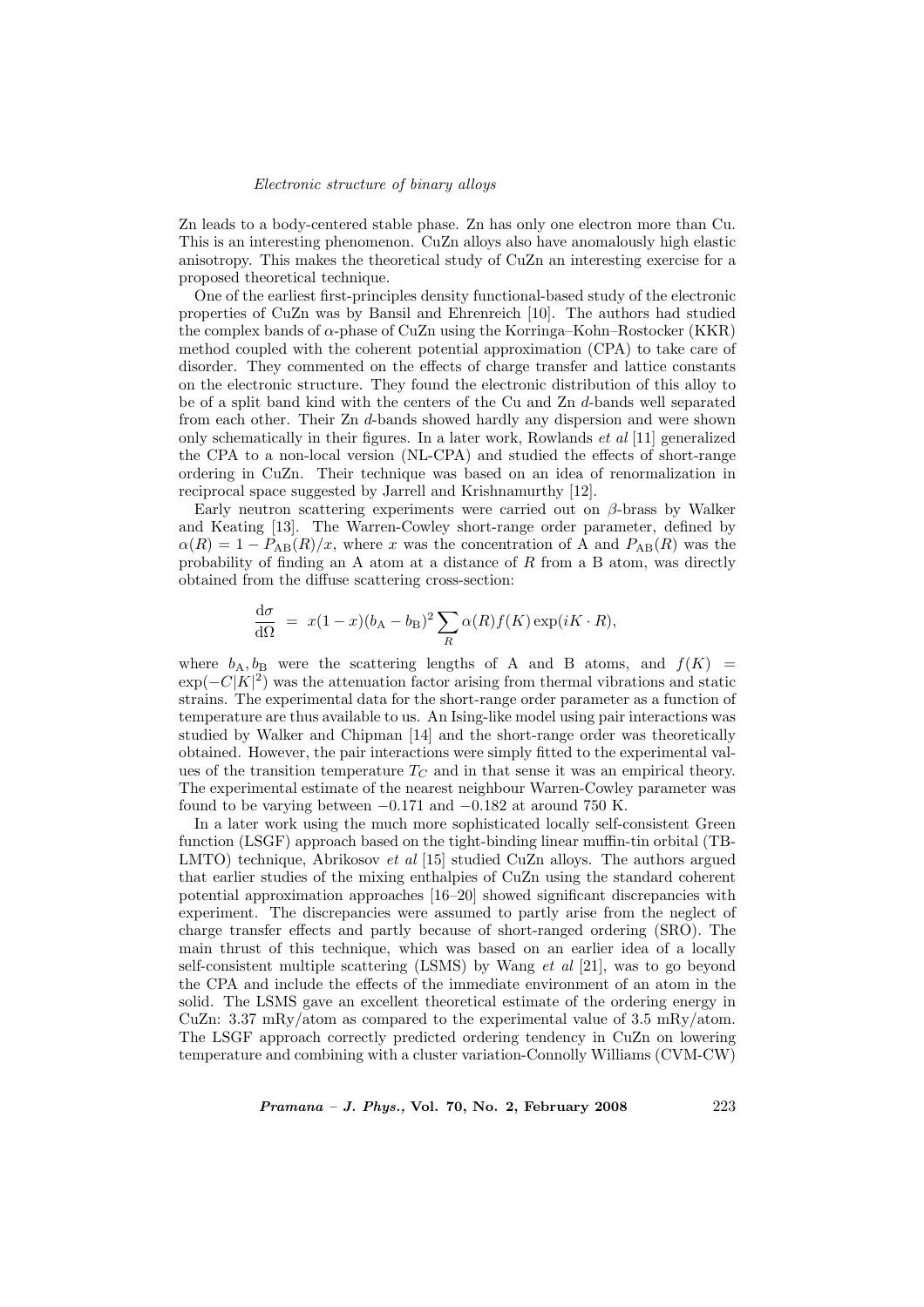Zn leads to a body-centered stable phase. Zn has only one electron more than Cu. This is an interesting phenomenon. CuZn alloys also have anomalously high elastic anisotropy. This makes the theoretical study of CuZn an interesting exercise for a proposed theoretical technique.

One of the earliest first-principles density functional-based study of the electronic properties of CuZn was by Bansil and Ehrenreich [10]. The authors had studied the complex bands of $\alpha$-phase of CuZn using the Korringa–Kohn–Rostocker (KKR) method coupled with the coherent potential approximation (CPA) to take care of disorder. They commented on the effects of charge transfer and lattice constants on the electronic structure. They found the electronic distribution of this alloy to be of a split band kind with the centers of the Cu and Zn $d$-bands well separated from each other. Their Zn $d$-bands showed hardly any dispersion and were shown only schematically in their figures. In a later work, Rowlands *et al* [11] generalized the CPA to a non-local version (NL-CPA) and studied the effects of short-range ordering in CuZn. Their technique was based on an idea of renormalization in reciprocal space suggested by Jarrell and Krishnamurthy [12].

Early neutron scattering experiments were carried out on $\beta$-brass by Walker and Keating [13]. The Warren-Cowley short-range order parameter, defined by $\alpha(R) = 1 - P_{\mathrm{AB}}(R)/x$, where $x$ was the concentration of A and $P_{\mathrm{AB}}(R)$ was the probability of finding an A atom at a distance of $R$ from a B atom, was directly obtained from the diffuse scattering cross-section:

$$\frac{\mathrm{d}\sigma}{\mathrm{d}\Omega} \;=\; x(1-x)(b_{\mathrm{A}} - b_{\mathrm{B}})^2 \sum_R \alpha(R) f(K) \exp(iK \cdot R),$$

where $b_{\mathrm{A}}, b_{\mathrm{B}}$ were the scattering lengths of A and B atoms, and $f(K) = \exp(-C|K|^2)$ was the attenuation factor arising from thermal vibrations and static strains. The experimental data for the short-range order parameter as a function of temperature are thus available to us. An Ising-like model using pair interactions was studied by Walker and Chipman [14] and the short-range order was theoretically obtained. However, the pair interactions were simply fitted to the experimental values of the transition temperature $T_C$ and in that sense it was an empirical theory. The experimental estimate of the nearest neighbour Warren-Cowley parameter was found to be varying between $-0.171$ and $-0.182$ at around 750 K.

In a later work using the much more sophisticated locally self-consistent Green function (LSGF) approach based on the tight-binding linear muffin-tin orbital (TB-LMTO) technique, Abrikosov *et al* [15] studied CuZn alloys. The authors argued that earlier studies of the mixing enthalpies of CuZn using the standard coherent potential approximation approaches [16–20] showed significant discrepancies with experiment. The discrepancies were assumed to partly arise from the neglect of charge transfer effects and partly because of short-ranged ordering (SRO). The main thrust of this technique, which was based on an earlier idea of a locally self-consistent multiple scattering (LSMS) by Wang *et al* [21], was to go beyond the CPA and include the effects of the immediate environment of an atom in the solid. The LSMS gave an excellent theoretical estimate of the ordering energy in CuZn: 3.37 mRy/atom as compared to the experimental value of 3.5 mRy/atom. The LSGF approach correctly predicted ordering tendency in CuZn on lowering temperature and combining with a cluster variation-Connolly Williams (CVM-CW)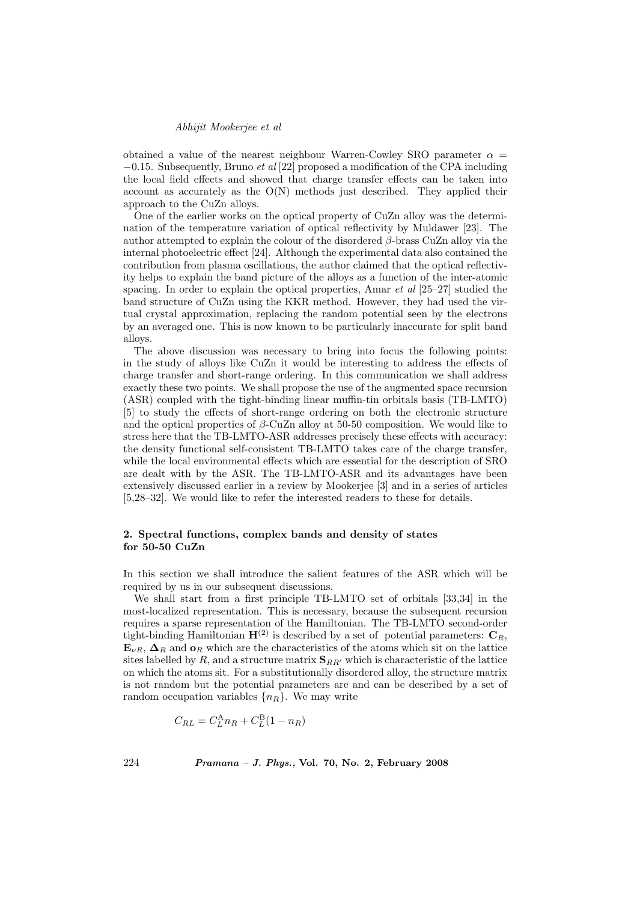obtained a value of the nearest neighbour Warren-Cowley SRO parameter $\alpha = -0.15$. Subsequently, Bruno *et al* [22] proposed a modification of the CPA including the local field effects and showed that charge transfer effects can be taken into account as accurately as the O(N) methods just described. They applied their approach to the CuZn alloys.

One of the earlier works on the optical property of CuZn alloy was the determination of the temperature variation of optical reflectivity by Muldawer [23]. The author attempted to explain the colour of the disordered $\beta$-brass CuZn alloy via the internal photoelectric effect [24]. Although the experimental data also contained the contribution from plasma oscillations, the author claimed that the optical reflectivity helps to explain the band picture of the alloys as a function of the inter-atomic spacing. In order to explain the optical properties, Amar *et al* [25–27] studied the band structure of CuZn using the KKR method. However, they had used the virtual crystal approximation, replacing the random potential seen by the electrons by an averaged one. This is now known to be particularly inaccurate for split band alloys.

The above discussion was necessary to bring into focus the following points: in the study of alloys like CuZn it would be interesting to address the effects of charge transfer and short-range ordering. In this communication we shall address exactly these two points. We shall propose the use of the augmented space recursion (ASR) coupled with the tight-binding linear muffin-tin orbitals basis (TB-LMTO) [5] to study the effects of short-range ordering on both the electronic structure and the optical properties of $\beta$-CuZn alloy at 50-50 composition. We would like to stress here that the TB-LMTO-ASR addresses precisely these effects with accuracy: the density functional self-consistent TB-LMTO takes care of the charge transfer, while the local environmental effects which are essential for the description of SRO are dealt with by the ASR. The TB-LMTO-ASR and its advantages have been extensively discussed earlier in a review by Mookerjee [3] and in a series of articles [5,28–32]. We would like to refer the interested readers to these for details.

## 2. Spectral functions, complex bands and density of states for 50-50 CuZn

In this section we shall introduce the salient features of the ASR which will be required by us in our subsequent discussions.

We shall start from a first principle TB-LMTO set of orbitals [33,34] in the most-localized representation. This is necessary, because the subsequent recursion requires a sparse representation of the Hamiltonian. The TB-LMTO second-order tight-binding Hamiltonian $\mathbf{H}^{(2)}$ is described by a set of potential parameters: $\mathbf{C}_R$, $\mathbf{E}_{\nu R}$, $\mathbf{\Delta}_R$ and $\mathbf{o}_R$ which are the characteristics of the atoms which sit on the lattice sites labelled by $R$, and a structure matrix $\mathbf{S}_{RR'}$ which is characteristic of the lattice on which the atoms sit. For a substitutionally disordered alloy, the structure matrix is not random but the potential parameters are and can be described by a set of random occupation variables $\{n_R\}$. We may write

$$C_{RL} = C_L^{\mathrm{A}} n_R + C_L^{\mathrm{B}}(1 - n_R)$$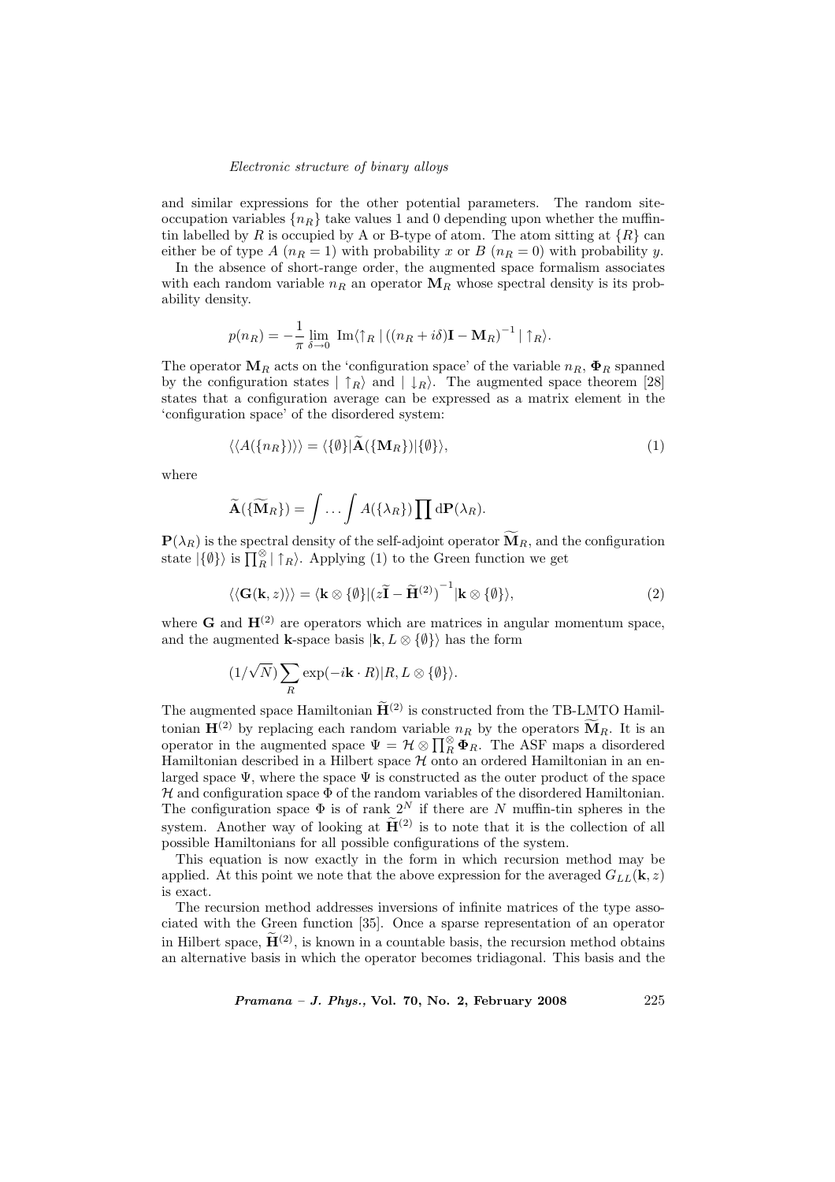and similar expressions for the other potential parameters. The random site-occupation variables $\{n_R\}$ take values 1 and 0 depending upon whether the muffin-tin labelled by $R$ is occupied by A or B-type of atom. The atom sitting at $\{R\}$ can either be of type $A$ ($n_R = 1$) with probability $x$ or $B$ ($n_R = 0$) with probability $y$.

In the absence of short-range order, the augmented space formalism associates with each random variable $n_R$ an operator $\mathbf{M}_R$ whose spectral density is its probability density.

$$p(n_R) = -\frac{1}{\pi} \lim_{\delta \to 0} \operatorname{Im}\langle \uparrow_R | \left((n_R + i\delta)\mathbf{I} - \mathbf{M}_R\right)^{-1} | \uparrow_R \rangle.$$

The operator $\mathbf{M}_R$ acts on the 'configuration space' of the variable $n_R$, $\mathbf{\Phi}_R$ spanned by the configuration states $|\uparrow_R\rangle$ and $|\downarrow_R\rangle$. The augmented space theorem [28] states that a configuration average can be expressed as a matrix element in the 'configuration space' of the disordered system:

$$\langle\langle A(\{n_R\})\rangle\rangle = \langle\{\emptyset\}|\widetilde{\mathbf{A}}(\{\mathbf{M}_R\})|\{\emptyset\}\rangle, \tag{1}$$

where

$$\widetilde{\mathbf{A}}(\{\widetilde{\mathbf{M}}_R\}) = \int \ldots \int A(\{\lambda_R\}) \prod \mathrm{d}\mathbf{P}(\lambda_R).$$

$\mathbf{P}(\lambda_R)$ is the spectral density of the self-adjoint operator $\widetilde{\mathbf{M}}_R$, and the configuration state $|\{\emptyset\}\rangle$ is $\prod_R^{\otimes} |\uparrow_R\rangle$. Applying (1) to the Green function we get

$$\langle\langle \mathbf{G}(\mathbf{k}, z)\rangle\rangle = \langle \mathbf{k} \otimes \{\emptyset\}|\left(z\widetilde{\mathbf{I}} - \widetilde{\mathbf{H}}^{(2)}\right)^{-1}|\mathbf{k} \otimes \{\emptyset\}\rangle, \tag{2}$$

where $\mathbf{G}$ and $\mathbf{H}^{(2)}$ are operators which are matrices in angular momentum space, and the augmented $\mathbf{k}$-space basis $|\mathbf{k}, L \otimes \{\emptyset\}\rangle$ has the form

$$(1/\sqrt{N}) \sum_R \exp(-i\mathbf{k} \cdot R)|R, L \otimes \{\emptyset\}\rangle.$$

The augmented space Hamiltonian $\widetilde{\mathbf{H}}^{(2)}$ is constructed from the TB-LMTO Hamiltonian $\mathbf{H}^{(2)}$ by replacing each random variable $n_R$ by the operators $\widetilde{\mathbf{M}}_R$. It is an operator in the augmented space $\Psi = \mathcal{H} \otimes \prod_R^{\otimes} \mathbf{\Phi}_R$. The ASF maps a disordered Hamiltonian described in a Hilbert space $\mathcal{H}$ onto an ordered Hamiltonian in an enlarged space $\Psi$, where the space $\Psi$ is constructed as the outer product of the space $\mathcal{H}$ and configuration space $\Phi$ of the random variables of the disordered Hamiltonian. The configuration space $\Phi$ is of rank $2^N$ if there are $N$ muffin-tin spheres in the system. Another way of looking at $\widetilde{\mathbf{H}}^{(2)}$ is to note that it is the collection of all possible Hamiltonians for all possible configurations of the system.

This equation is now exactly in the form in which recursion method may be applied. At this point we note that the above expression for the averaged $G_{LL}(\mathbf{k}, z)$ is exact.

The recursion method addresses inversions of infinite matrices of the type associated with the Green function [35]. Once a sparse representation of an operator in Hilbert space, $\widetilde{\mathbf{H}}^{(2)}$, is known in a countable basis, the recursion method obtains an alternative basis in which the operator becomes tridiagonal. This basis and the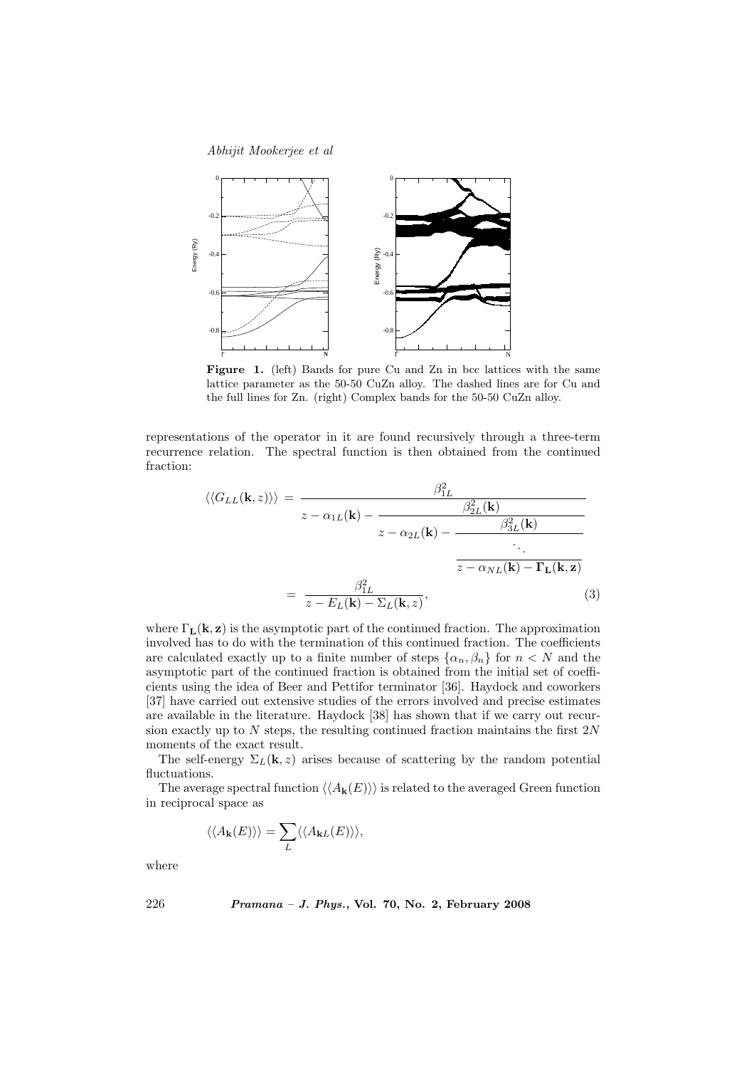**Figure 1.** (left) Bands for pure Cu and Zn in bcc lattices with the same lattice parameter as the 50-50 CuZn alloy. The dashed lines are for Cu and the full lines for Zn. (right) Complex bands for the 50-50 CuZn alloy.

representations of the operator in it are found recursively through a three-term recurrence relation. The spectral function is then obtained from the continued fraction:

$$
\begin{aligned}
\langle\langle G_{LL}(\mathbf{k},z)\rangle\rangle &= \cfrac{\beta_{1L}^2}{z-\alpha_{1L}(\mathbf{k})-\cfrac{\beta_{2L}^2(\mathbf{k})}{z-\alpha_{2L}(\mathbf{k})-\cfrac{\beta_{3L}^2(\mathbf{k})}{\cfrac{\ddots}{z-\alpha_{NL}(\mathbf{k})-\mathbf{\Gamma_L(k,z)}}}}} \\
&= \frac{\beta_{1L}^2}{z-E_L(\mathbf{k})-\Sigma_L(\mathbf{k},z)},
\end{aligned}
\tag{3}
$$

where $\Gamma_{\mathbf{L}}(\mathbf{k},\mathbf{z})$ is the asymptotic part of the continued fraction. The approximation involved has to do with the termination of this continued fraction. The coefficients are calculated exactly up to a finite number of steps $\{\alpha_n, \beta_n\}$ for $n < N$ and the asymptotic part of the continued fraction is obtained from the initial set of coefficients using the idea of Beer and Pettifor terminator [36]. Haydock and coworkers [37] have carried out extensive studies of the errors involved and precise estimates are available in the literature. Haydock [38] has shown that if we carry out recursion exactly up to $N$ steps, the resulting continued fraction maintains the first $2N$ moments of the exact result.

The self-energy $\Sigma_L(\mathbf{k},z)$ arises because of scattering by the random potential fluctuations.

The average spectral function $\langle\langle A_{\mathbf{k}}(E)\rangle\rangle$ is related to the averaged Green function in reciprocal space as

$$
\langle\langle A_{\mathbf{k}}(E)\rangle\rangle = \sum_L \langle\langle A_{\mathbf{k}L}(E)\rangle\rangle,
$$

where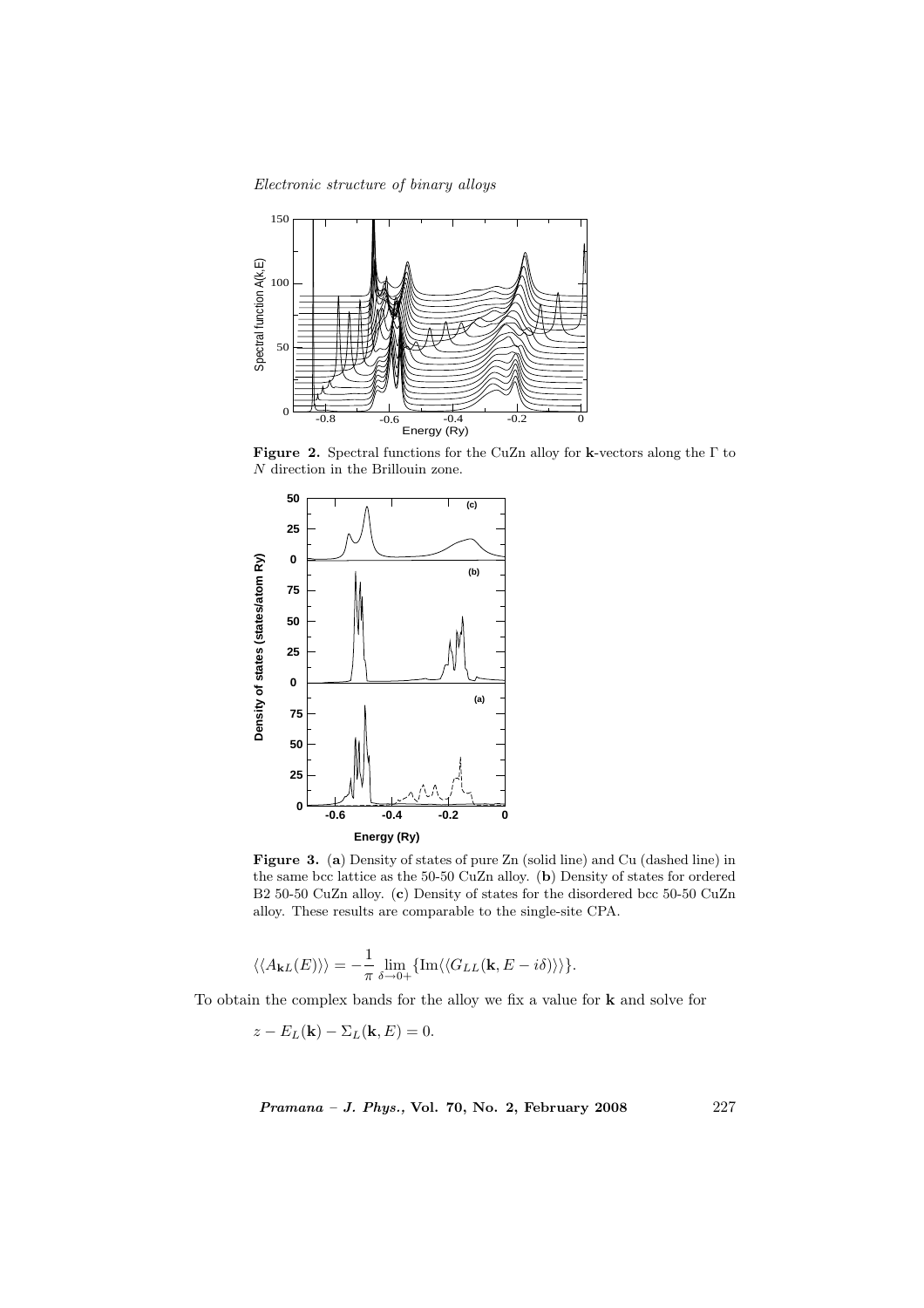**Figure 2.** Spectral functions for the CuZn alloy for **k**-vectors along the Γ to $N$ direction in the Brillouin zone.

**Figure 3.** (**a**) Density of states of pure Zn (solid line) and Cu (dashed line) in the same bcc lattice as the 50-50 CuZn alloy. (**b**) Density of states for ordered B2 50-50 CuZn alloy. (**c**) Density of states for the disordered bcc 50-50 CuZn alloy. These results are comparable to the single-site CPA.

$$\langle\langle A_{\mathbf{k}L}(E)\rangle\rangle = -\frac{1}{\pi}\lim_{\delta\to 0+}\{\mathrm{Im}\langle\langle G_{LL}(\mathbf{k}, E - i\delta)\rangle\rangle\}.$$

To obtain the complex bands for the alloy we fix a value for **k** and solve for

$$z - E_L(\mathbf{k}) - \Sigma_L(\mathbf{k}, E) = 0.$$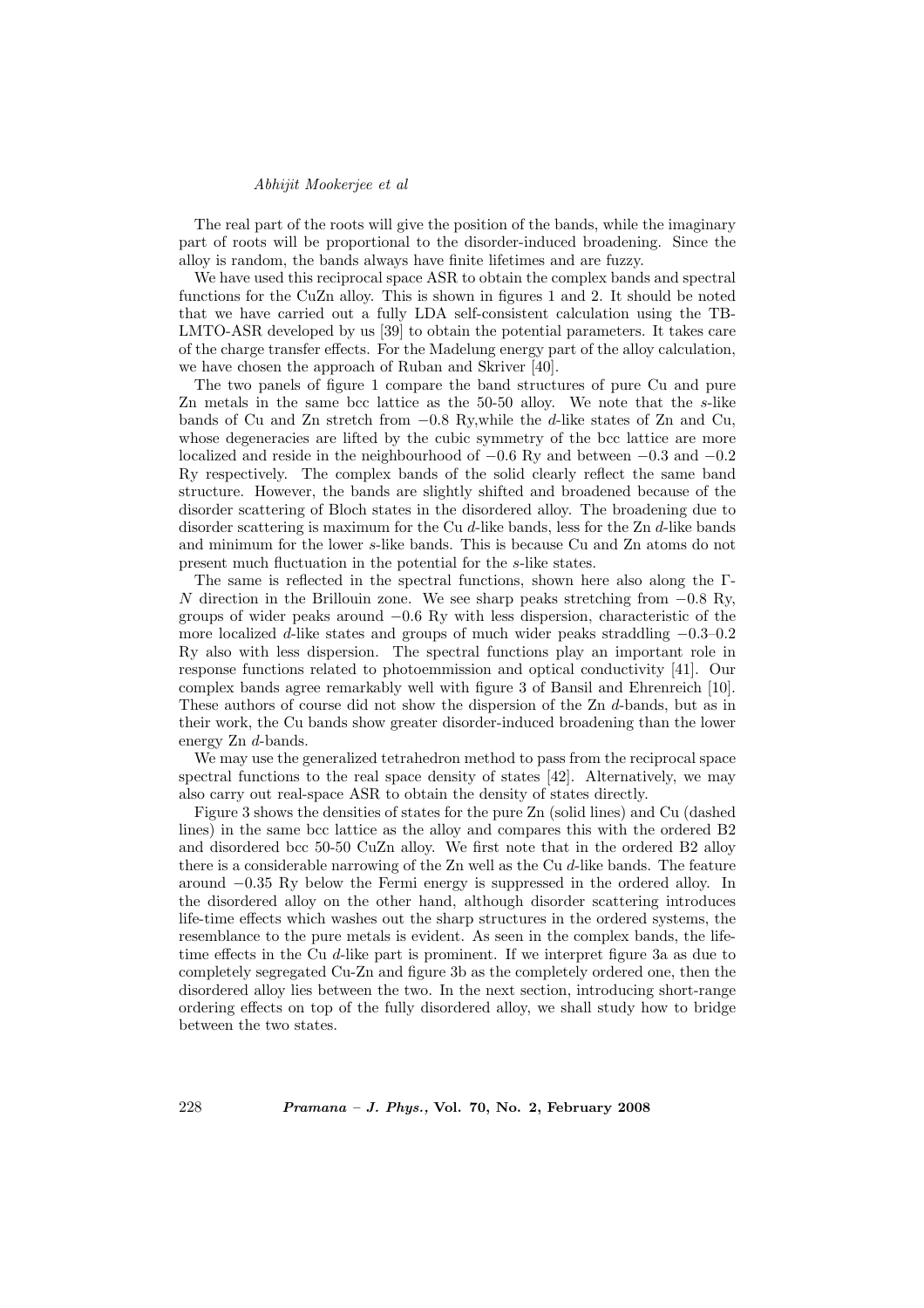The real part of the roots will give the position of the bands, while the imaginary part of roots will be proportional to the disorder-induced broadening. Since the alloy is random, the bands always have finite lifetimes and are fuzzy.

We have used this reciprocal space ASR to obtain the complex bands and spectral functions for the CuZn alloy. This is shown in figures 1 and 2. It should be noted that we have carried out a fully LDA self-consistent calculation using the TB-LMTO-ASR developed by us [39] to obtain the potential parameters. It takes care of the charge transfer effects. For the Madelung energy part of the alloy calculation, we have chosen the approach of Ruban and Skriver [40].

The two panels of figure 1 compare the band structures of pure Cu and pure Zn metals in the same bcc lattice as the 50-50 alloy. We note that the $s$-like bands of Cu and Zn stretch from $-0.8$ Ry,while the $d$-like states of Zn and Cu, whose degeneracies are lifted by the cubic symmetry of the bcc lattice are more localized and reside in the neighbourhood of $-0.6$ Ry and between $-0.3$ and $-0.2$ Ry respectively. The complex bands of the solid clearly reflect the same band structure. However, the bands are slightly shifted and broadened because of the disorder scattering of Bloch states in the disordered alloy. The broadening due to disorder scattering is maximum for the Cu $d$-like bands, less for the Zn $d$-like bands and minimum for the lower $s$-like bands. This is because Cu and Zn atoms do not present much fluctuation in the potential for the $s$-like states.

The same is reflected in the spectral functions, shown here also along the $\Gamma$-$N$ direction in the Brillouin zone. We see sharp peaks stretching from $-0.8$ Ry, groups of wider peaks around $-0.6$ Ry with less dispersion, characteristic of the more localized $d$-like states and groups of much wider peaks straddling $-0.3$–$0.2$ Ry also with less dispersion. The spectral functions play an important role in response functions related to photoemmission and optical conductivity [41]. Our complex bands agree remarkably well with figure 3 of Bansil and Ehrenreich [10]. These authors of course did not show the dispersion of the Zn $d$-bands, but as in their work, the Cu bands show greater disorder-induced broadening than the lower energy Zn $d$-bands.

We may use the generalized tetrahedron method to pass from the reciprocal space spectral functions to the real space density of states [42]. Alternatively, we may also carry out real-space ASR to obtain the density of states directly.

Figure 3 shows the densities of states for the pure Zn (solid lines) and Cu (dashed lines) in the same bcc lattice as the alloy and compares this with the ordered B2 and disordered bcc 50-50 CuZn alloy. We first note that in the ordered B2 alloy there is a considerable narrowing of the Zn well as the Cu $d$-like bands. The feature around $-0.35$ Ry below the Fermi energy is suppressed in the ordered alloy. In the disordered alloy on the other hand, although disorder scattering introduces life-time effects which washes out the sharp structures in the ordered systems, the resemblance to the pure metals is evident. As seen in the complex bands, the life-time effects in the Cu $d$-like part is prominent. If we interpret figure 3a as due to completely segregated Cu-Zn and figure 3b as the completely ordered one, then the disordered alloy lies between the two. In the next section, introducing short-range ordering effects on top of the fully disordered alloy, we shall study how to bridge between the two states.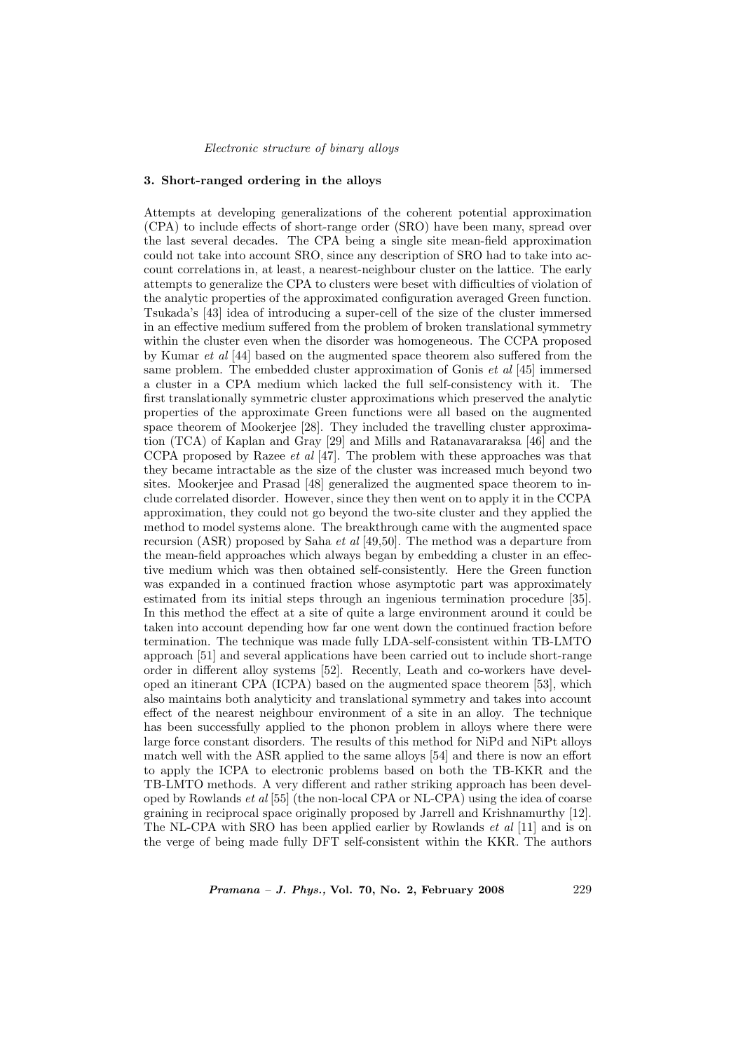## 3. Short-ranged ordering in the alloys

Attempts at developing generalizations of the coherent potential approximation (CPA) to include effects of short-range order (SRO) have been many, spread over the last several decades. The CPA being a single site mean-field approximation could not take into account SRO, since any description of SRO had to take into account correlations in, at least, a nearest-neighbour cluster on the lattice. The early attempts to generalize the CPA to clusters were beset with difficulties of violation of the analytic properties of the approximated configuration averaged Green function. Tsukada's [43] idea of introducing a super-cell of the size of the cluster immersed in an effective medium suffered from the problem of broken translational symmetry within the cluster even when the disorder was homogeneous. The CCPA proposed by Kumar *et al* [44] based on the augmented space theorem also suffered from the same problem. The embedded cluster approximation of Gonis *et al* [45] immersed a cluster in a CPA medium which lacked the full self-consistency with it. The first translationally symmetric cluster approximations which preserved the analytic properties of the approximate Green functions were all based on the augmented space theorem of Mookerjee [28]. They included the travelling cluster approximation (TCA) of Kaplan and Gray [29] and Mills and Ratanavararaksa [46] and the CCPA proposed by Razee *et al* [47]. The problem with these approaches was that they became intractable as the size of the cluster was increased much beyond two sites. Mookerjee and Prasad [48] generalized the augmented space theorem to include correlated disorder. However, since they then went on to apply it in the CCPA approximation, they could not go beyond the two-site cluster and they applied the method to model systems alone. The breakthrough came with the augmented space recursion (ASR) proposed by Saha *et al* [49,50]. The method was a departure from the mean-field approaches which always began by embedding a cluster in an effective medium which was then obtained self-consistently. Here the Green function was expanded in a continued fraction whose asymptotic part was approximately estimated from its initial steps through an ingenious termination procedure [35]. In this method the effect at a site of quite a large environment around it could be taken into account depending how far one went down the continued fraction before termination. The technique was made fully LDA-self-consistent within TB-LMTO approach [51] and several applications have been carried out to include short-range order in different alloy systems [52]. Recently, Leath and co-workers have developed an itinerant CPA (ICPA) based on the augmented space theorem [53], which also maintains both analyticity and translational symmetry and takes into account effect of the nearest neighbour environment of a site in an alloy. The technique has been successfully applied to the phonon problem in alloys where there were large force constant disorders. The results of this method for NiPd and NiPt alloys match well with the ASR applied to the same alloys [54] and there is now an effort to apply the ICPA to electronic problems based on both the TB-KKR and the TB-LMTO methods. A very different and rather striking approach has been developed by Rowlands *et al* [55] (the non-local CPA or NL-CPA) using the idea of coarse graining in reciprocal space originally proposed by Jarrell and Krishnamurthy [12]. The NL-CPA with SRO has been applied earlier by Rowlands *et al* [11] and is on the verge of being made fully DFT self-consistent within the KKR. The authors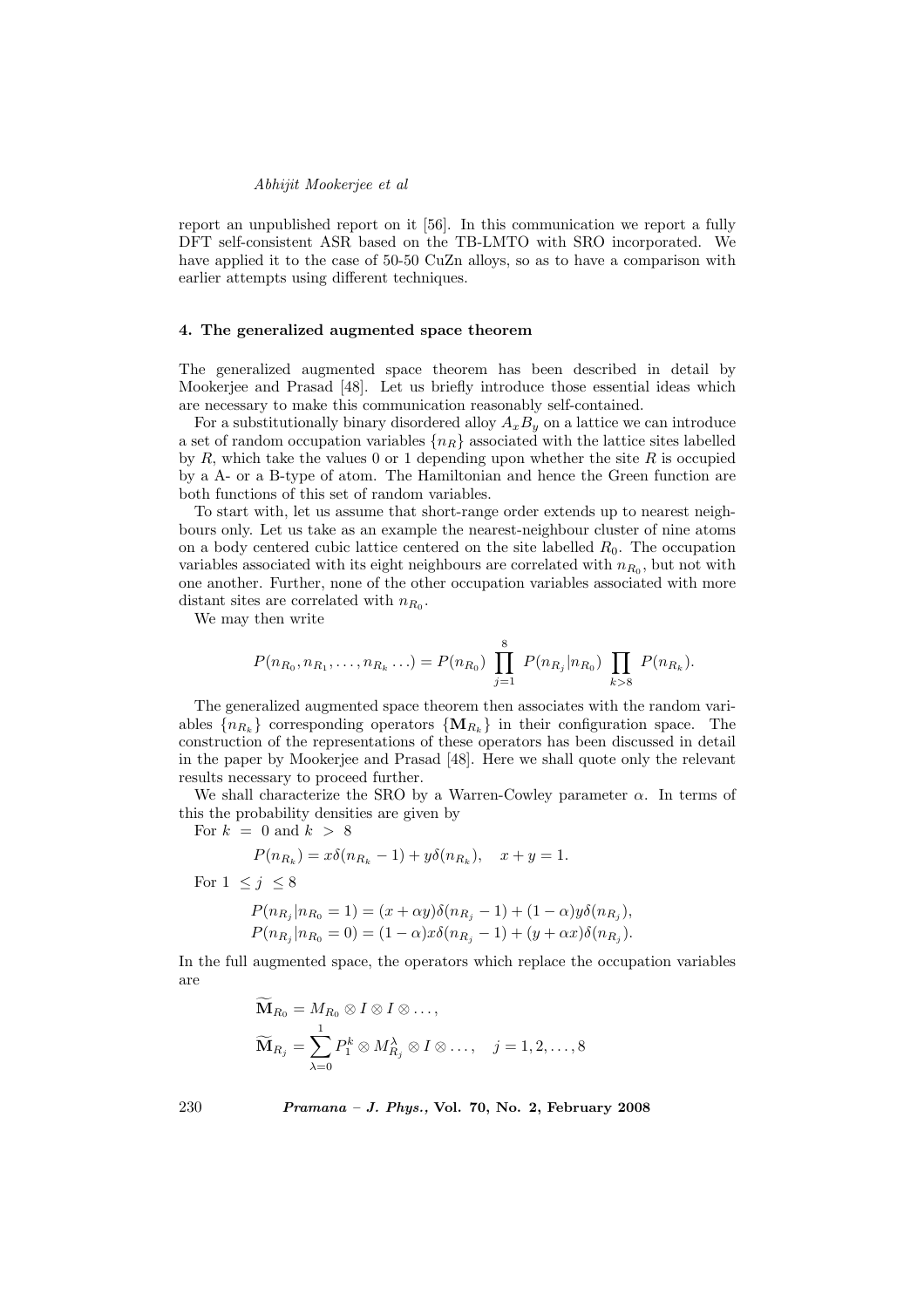report an unpublished report on it [56]. In this communication we report a fully DFT self-consistent ASR based on the TB-LMTO with SRO incorporated. We have applied it to the case of 50-50 CuZn alloys, so as to have a comparison with earlier attempts using different techniques.

## 4. The generalized augmented space theorem

The generalized augmented space theorem has been described in detail by Mookerjee and Prasad [48]. Let us briefly introduce those essential ideas which are necessary to make this communication reasonably self-contained.

For a substitutionally binary disordered alloy $A_xB_y$ on a lattice we can introduce a set of random occupation variables $\{n_R\}$ associated with the lattice sites labelled by $R$, which take the values 0 or 1 depending upon whether the site $R$ is occupied by a A- or a B-type of atom. The Hamiltonian and hence the Green function are both functions of this set of random variables.

To start with, let us assume that short-range order extends up to nearest neighbours only. Let us take as an example the nearest-neighbour cluster of nine atoms on a body centered cubic lattice centered on the site labelled $R_0$. The occupation variables associated with its eight neighbours are correlated with $n_{R_0}$, but not with one another. Further, none of the other occupation variables associated with more distant sites are correlated with $n_{R_0}$.

We may then write

$$P(n_{R_0}, n_{R_1}, \ldots, n_{R_k} \ldots) = P(n_{R_0}) \prod_{j=1}^{8} P(n_{R_j}|n_{R_0}) \prod_{k>8} P(n_{R_k}).$$

The generalized augmented space theorem then associates with the random variables $\{n_{R_k}\}$ corresponding operators $\{\mathbf{M}_{R_k}\}$ in their configuration space. The construction of the representations of these operators has been discussed in detail in the paper by Mookerjee and Prasad [48]. Here we shall quote only the relevant results necessary to proceed further.

We shall characterize the SRO by a Warren-Cowley parameter $\alpha$. In terms of this the probability densities are given by

For $k = 0$ and $k > 8$

$$P(n_{R_k}) = x\delta(n_{R_k} - 1) + y\delta(n_{R_k}), \quad x + y = 1.$$

For $1 \leq j \leq 8$

$$P(n_{R_j}|n_{R_0} = 1) = (x + \alpha y)\delta(n_{R_j} - 1) + (1 - \alpha)y\delta(n_{R_j}),$$
$$P(n_{R_j}|n_{R_0} = 0) = (1 - \alpha)x\delta(n_{R_j} - 1) + (y + \alpha x)\delta(n_{R_j}).$$

In the full augmented space, the operators which replace the occupation variables are

$$\widetilde{\mathbf{M}}_{R_0} = M_{R_0} \otimes I \otimes I \otimes \ldots,$$
$$\widetilde{\mathbf{M}}_{R_j} = \sum_{\lambda=0}^{1} P_1^k \otimes M_{R_j}^{\lambda} \otimes I \otimes \ldots, \quad j = 1, 2, \ldots, 8$$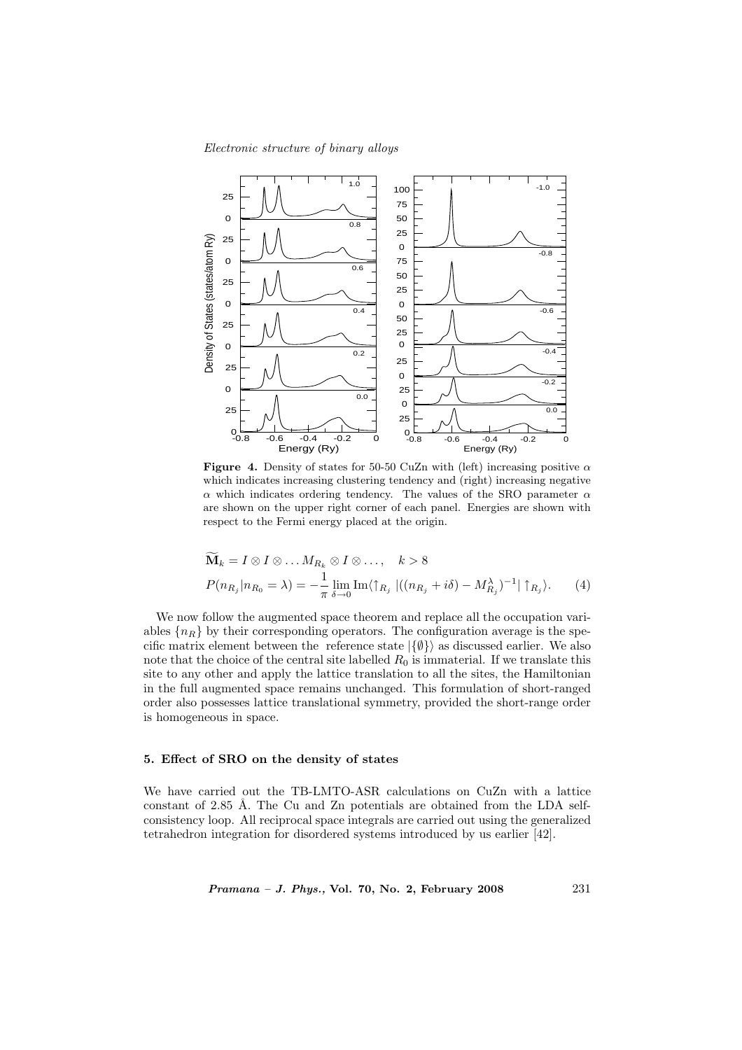**Figure 4.** Density of states for 50-50 CuZn with (left) increasing positive $\alpha$ which indicates increasing clustering tendency and (right) increasing negative $\alpha$ which indicates ordering tendency. The values of the SRO parameter $\alpha$ are shown on the upper right corner of each panel. Energies are shown with respect to the Fermi energy placed at the origin.

$$\widetilde{\mathbf{M}}_k = I \otimes I \otimes \ldots M_{R_k} \otimes I \otimes \ldots, \quad k > 8$$

$$P(n_{R_j}|n_{R_0} = \lambda) = -\frac{1}{\pi} \lim_{\delta \to 0} \mathrm{Im}\langle \uparrow_{R_j} |((n_{R_j} + i\delta) - M^{\lambda}_{R_j})^{-1}| \uparrow_{R_j}\rangle. \qquad (4)$$

We now follow the augmented space theorem and replace all the occupation variables $\{n_R\}$ by their corresponding operators. The configuration average is the specific matrix element between the reference state $|\{\emptyset\}\rangle$ as discussed earlier. We also note that the choice of the central site labelled $R_0$ is immaterial. If we translate this site to any other and apply the lattice translation to all the sites, the Hamiltonian in the full augmented space remains unchanged. This formulation of short-ranged order also possesses lattice translational symmetry, provided the short-range order is homogeneous in space.

## 5. Effect of SRO on the density of states

We have carried out the TB-LMTO-ASR calculations on CuZn with a lattice constant of 2.85 Å. The Cu and Zn potentials are obtained from the LDA self-consistency loop. All reciprocal space integrals are carried out using the generalized tetrahedron integration for disordered systems introduced by us earlier [42].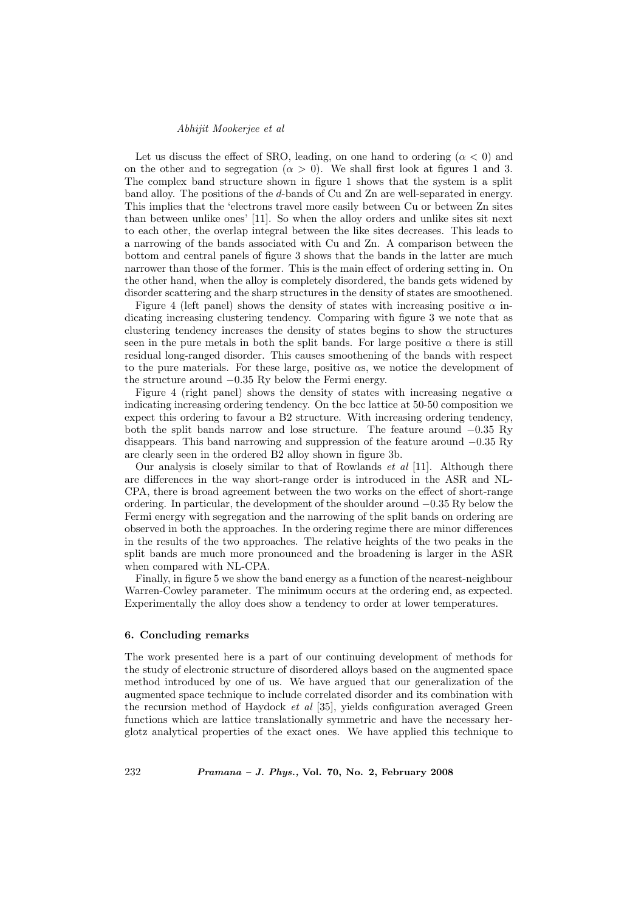Let us discuss the effect of SRO, leading, on one hand to ordering ($\alpha < 0$) and on the other and to segregation ($\alpha > 0$). We shall first look at figures 1 and 3. The complex band structure shown in figure 1 shows that the system is a split band alloy. The positions of the $d$-bands of Cu and Zn are well-separated in energy. This implies that the 'electrons travel more easily between Cu or between Zn sites than between unlike ones' [11]. So when the alloy orders and unlike sites sit next to each other, the overlap integral between the like sites decreases. This leads to a narrowing of the bands associated with Cu and Zn. A comparison between the bottom and central panels of figure 3 shows that the bands in the latter are much narrower than those of the former. This is the main effect of ordering setting in. On the other hand, when the alloy is completely disordered, the bands gets widened by disorder scattering and the sharp structures in the density of states are smoothened.

Figure 4 (left panel) shows the density of states with increasing positive $\alpha$ indicating increasing clustering tendency. Comparing with figure 3 we note that as clustering tendency increases the density of states begins to show the structures seen in the pure metals in both the split bands. For large positive $\alpha$ there is still residual long-ranged disorder. This causes smoothening of the bands with respect to the pure materials. For these large, positive $\alpha$s, we notice the development of the structure around $-0.35$ Ry below the Fermi energy.

Figure 4 (right panel) shows the density of states with increasing negative $\alpha$ indicating increasing ordering tendency. On the bcc lattice at 50-50 composition we expect this ordering to favour a B2 structure. With increasing ordering tendency, both the split bands narrow and lose structure. The feature around $-0.35$ Ry disappears. This band narrowing and suppression of the feature around $-0.35$ Ry are clearly seen in the ordered B2 alloy shown in figure 3b.

Our analysis is closely similar to that of Rowlands *et al* [11]. Although there are differences in the way short-range order is introduced in the ASR and NL-CPA, there is broad agreement between the two works on the effect of short-range ordering. In particular, the development of the shoulder around $-0.35$ Ry below the Fermi energy with segregation and the narrowing of the split bands on ordering are observed in both the approaches. In the ordering regime there are minor differences in the results of the two approaches. The relative heights of the two peaks in the split bands are much more pronounced and the broadening is larger in the ASR when compared with NL-CPA.

Finally, in figure 5 we show the band energy as a function of the nearest-neighbour Warren-Cowley parameter. The minimum occurs at the ordering end, as expected. Experimentally the alloy does show a tendency to order at lower temperatures.

### 6. Concluding remarks

The work presented here is a part of our continuing development of methods for the study of electronic structure of disordered alloys based on the augmented space method introduced by one of us. We have argued that our generalization of the augmented space technique to include correlated disorder and its combination with the recursion method of Haydock *et al* [35], yields configuration averaged Green functions which are lattice translationally symmetric and have the necessary herglotz analytical properties of the exact ones. We have applied this technique to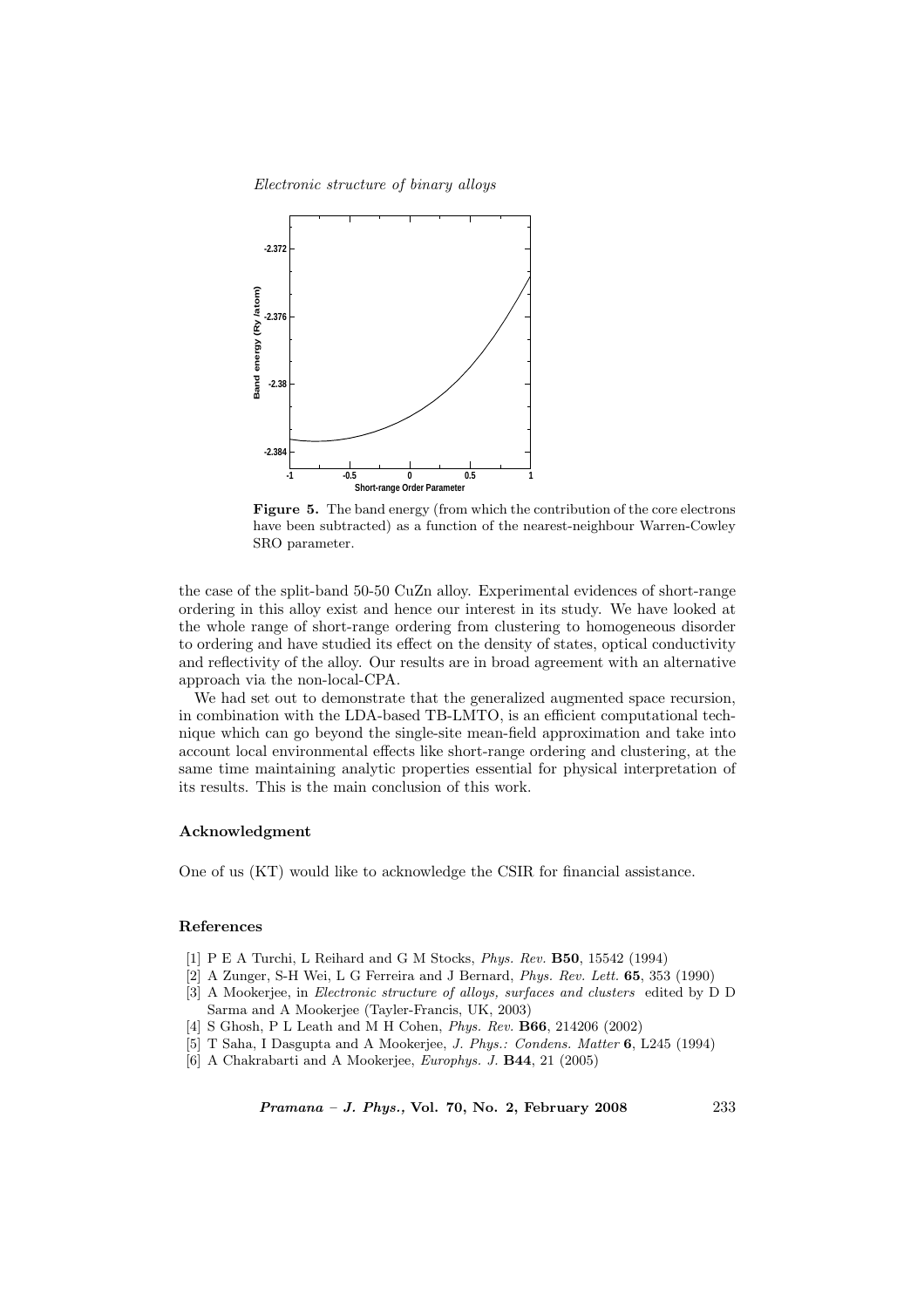**Figure 5.** The band energy (from which the contribution of the core electrons have been subtracted) as a function of the nearest-neighbour Warren-Cowley SRO parameter.

the case of the split-band 50-50 CuZn alloy. Experimental evidences of short-range ordering in this alloy exist and hence our interest in its study. We have looked at the whole range of short-range ordering from clustering to homogeneous disorder to ordering and have studied its effect on the density of states, optical conductivity and reflectivity of the alloy. Our results are in broad agreement with an alternative approach via the non-local-CPA.

We had set out to demonstrate that the generalized augmented space recursion, in combination with the LDA-based TB-LMTO, is an efficient computational technique which can go beyond the single-site mean-field approximation and take into account local environmental effects like short-range ordering and clustering, at the same time maintaining analytic properties essential for physical interpretation of its results. This is the main conclusion of this work.

### Acknowledgment

One of us (KT) would like to acknowledge the CSIR for financial assistance.

### References

[1] P E A Turchi, L Reihard and G M Stocks, *Phys. Rev.* **B50**, 15542 (1994)
[2] A Zunger, S-H Wei, L G Ferreira and J Bernard, *Phys. Rev. Lett.* **65**, 353 (1990)
[3] A Mookerjee, in *Electronic structure of alloys, surfaces and clusters* edited by D D Sarma and A Mookerjee (Tayler-Francis, UK, 2003)
[4] S Ghosh, P L Leath and M H Cohen, *Phys. Rev.* **B66**, 214206 (2002)
[5] T Saha, I Dasgupta and A Mookerjee, *J. Phys.: Condens. Matter* **6**, L245 (1994)
[6] A Chakrabarti and A Mookerjee, *Europhys. J.* **B44**, 21 (2005)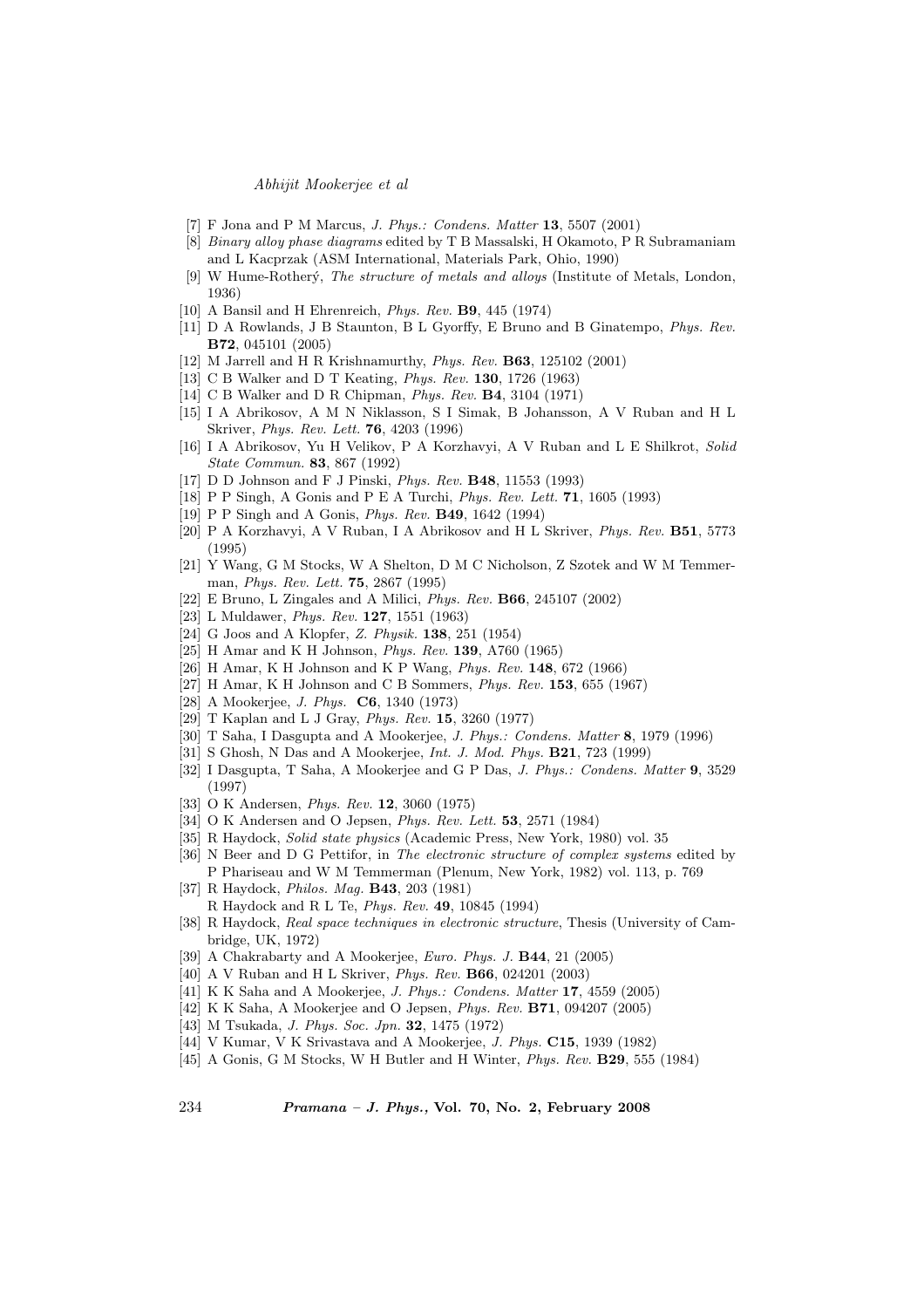[7] F Jona and P M Marcus, *J. Phys.: Condens. Matter* **13**, 5507 (2001)

[8] *Binary alloy phase diagrams* edited by T B Massalski, H Okamoto, P R Subramaniam and L Kacprzak (ASM International, Materials Park, Ohio, 1990)

[9] W Hume-Rotherý, *The structure of metals and alloys* (Institute of Metals, London, 1936)

[10] A Bansil and H Ehrenreich, *Phys. Rev.* **B9**, 445 (1974)

[11] D A Rowlands, J B Staunton, B L Gyorffy, E Bruno and B Ginatempo, *Phys. Rev.* **B72**, 045101 (2005)

[12] M Jarrell and H R Krishnamurthy, *Phys. Rev.* **B63**, 125102 (2001)

[13] C B Walker and D T Keating, *Phys. Rev.* **130**, 1726 (1963)

[14] C B Walker and D R Chipman, *Phys. Rev.* **B4**, 3104 (1971)

[15] I A Abrikosov, A M N Niklasson, S I Simak, B Johansson, A V Ruban and H L Skriver, *Phys. Rev. Lett.* **76**, 4203 (1996)

[16] I A Abrikosov, Yu H Velikov, P A Korzhavyi, A V Ruban and L E Shilkrot, *Solid State Commun.* **83**, 867 (1992)

[17] D D Johnson and F J Pinski, *Phys. Rev.* **B48**, 11553 (1993)

[18] P P Singh, A Gonis and P E A Turchi, *Phys. Rev. Lett.* **71**, 1605 (1993)

[19] P P Singh and A Gonis, *Phys. Rev.* **B49**, 1642 (1994)

[20] P A Korzhavyi, A V Ruban, I A Abrikosov and H L Skriver, *Phys. Rev.* **B51**, 5773 (1995)

[21] Y Wang, G M Stocks, W A Shelton, D M C Nicholson, Z Szotek and W M Temmerman, *Phys. Rev. Lett.* **75**, 2867 (1995)

[22] E Bruno, L Zingales and A Milici, *Phys. Rev.* **B66**, 245107 (2002)

[23] L Muldawer, *Phys. Rev.* **127**, 1551 (1963)

[24] G Joos and A Klopfer, *Z. Physik.* **138**, 251 (1954)

[25] H Amar and K H Johnson, *Phys. Rev.* **139**, A760 (1965)

[26] H Amar, K H Johnson and K P Wang, *Phys. Rev.* **148**, 672 (1966)

[27] H Amar, K H Johnson and C B Sommers, *Phys. Rev.* **153**, 655 (1967)

[28] A Mookerjee, *J. Phys.* **C6**, 1340 (1973)

[29] T Kaplan and L J Gray, *Phys. Rev.* **15**, 3260 (1977)

[30] T Saha, I Dasgupta and A Mookerjee, *J. Phys.: Condens. Matter* **8**, 1979 (1996)

[31] S Ghosh, N Das and A Mookerjee, *Int. J. Mod. Phys.* **B21**, 723 (1999)

[32] I Dasgupta, T Saha, A Mookerjee and G P Das, *J. Phys.: Condens. Matter* **9**, 3529 (1997)

[33] O K Andersen, *Phys. Rev.* **12**, 3060 (1975)

[34] O K Andersen and O Jepsen, *Phys. Rev. Lett.* **53**, 2571 (1984)

[35] R Haydock, *Solid state physics* (Academic Press, New York, 1980) vol. 35

[36] N Beer and D G Pettifor, in *The electronic structure of complex systems* edited by P Phariseau and W M Temmerman (Plenum, New York, 1982) vol. 113, p. 769

[37] R Haydock, *Philos. Mag.* **B43**, 203 (1981)
R Haydock and R L Te, *Phys. Rev.* **49**, 10845 (1994)

[38] R Haydock, *Real space techniques in electronic structure*, Thesis (University of Cambridge, UK, 1972)

[39] A Chakrabarty and A Mookerjee, *Euro. Phys. J.* **B44**, 21 (2005)

[40] A V Ruban and H L Skriver, *Phys. Rev.* **B66**, 024201 (2003)

[41] K K Saha and A Mookerjee, *J. Phys.: Condens. Matter* **17**, 4559 (2005)

[42] K K Saha, A Mookerjee and O Jepsen, *Phys. Rev.* **B71**, 094207 (2005)

[43] M Tsukada, *J. Phys. Soc. Jpn.* **32**, 1475 (1972)

[44] V Kumar, V K Srivastava and A Mookerjee, *J. Phys.* **C15**, 1939 (1982)

[45] A Gonis, G M Stocks, W H Butler and H Winter, *Phys. Rev.* **B29**, 555 (1984)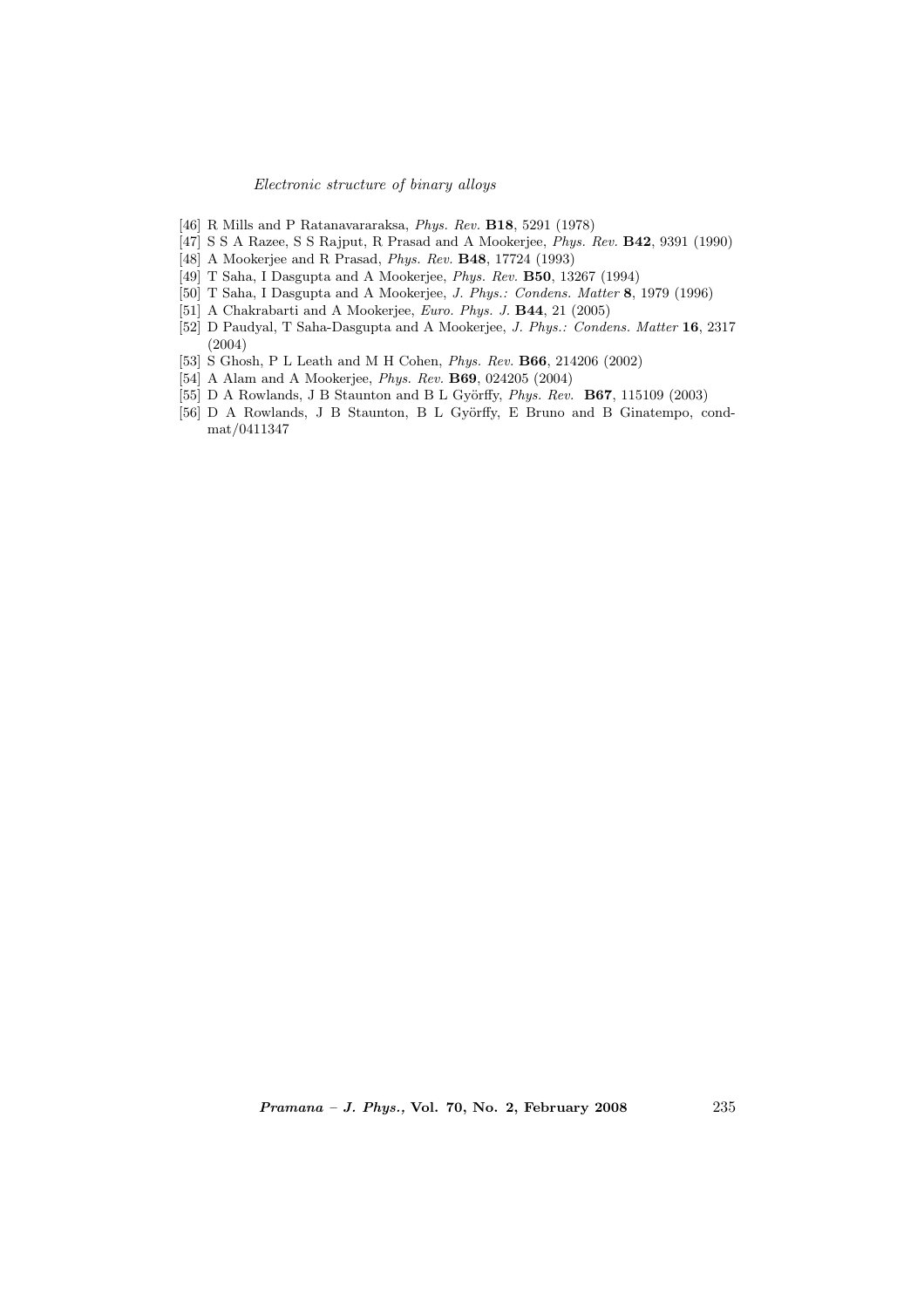[46] R Mills and P Ratanavararaksa, *Phys. Rev.* **B18**, 5291 (1978)

[47] S S A Razee, S S Rajput, R Prasad and A Mookerjee, *Phys. Rev.* **B42**, 9391 (1990)

[48] A Mookerjee and R Prasad, *Phys. Rev.* **B48**, 17724 (1993)

[49] T Saha, I Dasgupta and A Mookerjee, *Phys. Rev.* **B50**, 13267 (1994)

[50] T Saha, I Dasgupta and A Mookerjee, *J. Phys.: Condens. Matter* **8**, 1979 (1996)

[51] A Chakrabarti and A Mookerjee, *Euro. Phys. J.* **B44**, 21 (2005)

[52] D Paudyal, T Saha-Dasgupta and A Mookerjee, *J. Phys.: Condens. Matter* **16**, 2317 (2004)

[53] S Ghosh, P L Leath and M H Cohen, *Phys. Rev.* **B66**, 214206 (2002)

[54] A Alam and A Mookerjee, *Phys. Rev.* **B69**, 024205 (2004)

[55] D A Rowlands, J B Staunton and B L Györffy, *Phys. Rev.* **B67**, 115109 (2003)

[56] D A Rowlands, J B Staunton, B L Györffy, E Bruno and B Ginatempo, cond-mat/0411347